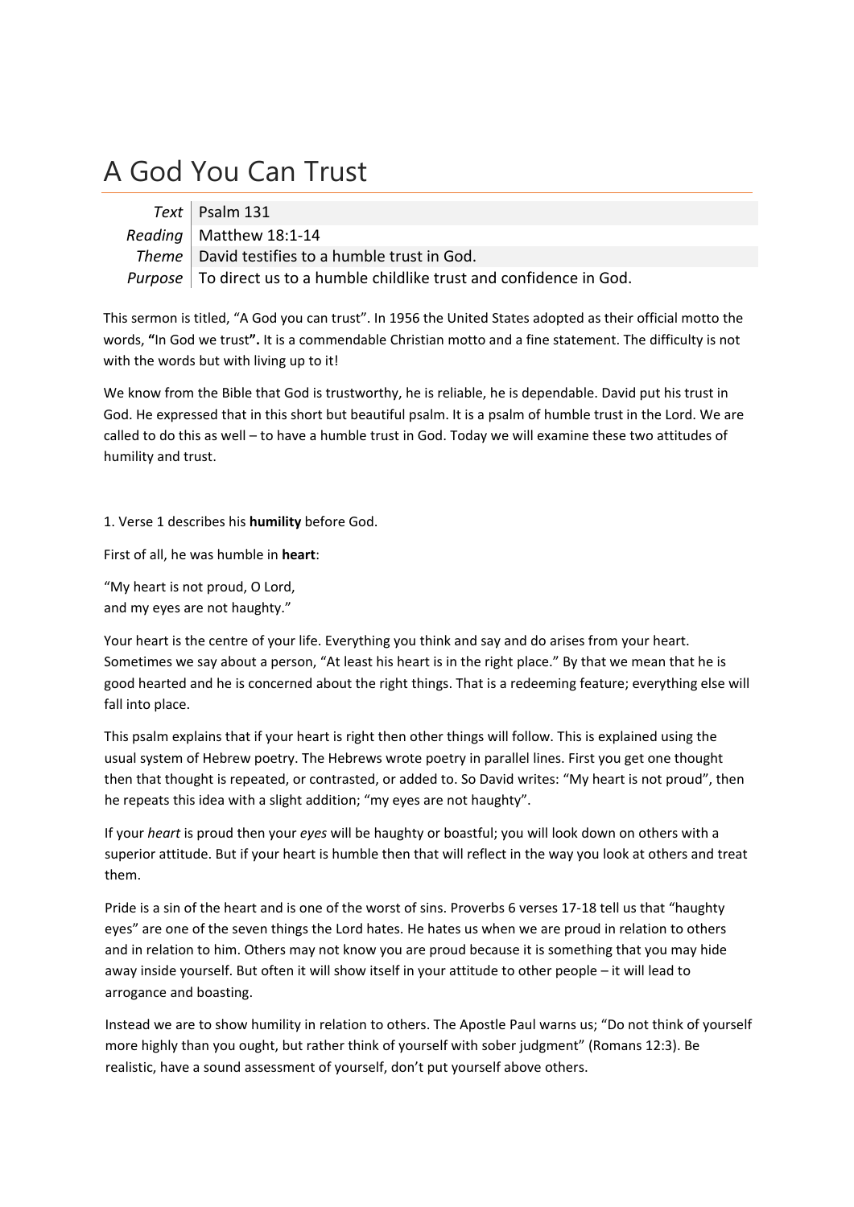# A God You Can Trust

| | |
|---|---|
| *Text* | Psalm 131 |
| *Reading* | Matthew 18:1-14 |
| *Theme* | David testifies to a humble trust in God. |
| *Purpose* | To direct us to a humble childlike trust and confidence in God. |

This sermon is titled, "A God you can trust". In 1956 the United States adopted as their official motto the words, **"**In God we trust**".** It is a commendable Christian motto and a fine statement. The difficulty is not with the words but with living up to it!

We know from the Bible that God is trustworthy, he is reliable, he is dependable. David put his trust in God. He expressed that in this short but beautiful psalm. It is a psalm of humble trust in the Lord. We are called to do this as well – to have a humble trust in God. Today we will examine these two attitudes of humility and trust.

1. Verse 1 describes his **humility** before God.

First of all, he was humble in **heart**:

"My heart is not proud, O Lord,
and my eyes are not haughty."

Your heart is the centre of your life. Everything you think and say and do arises from your heart. Sometimes we say about a person, "At least his heart is in the right place." By that we mean that he is good hearted and he is concerned about the right things. That is a redeeming feature; everything else will fall into place.

This psalm explains that if your heart is right then other things will follow. This is explained using the usual system of Hebrew poetry. The Hebrews wrote poetry in parallel lines. First you get one thought then that thought is repeated, or contrasted, or added to. So David writes: "My heart is not proud", then he repeats this idea with a slight addition; "my eyes are not haughty".

If your *heart* is proud then your *eyes* will be haughty or boastful; you will look down on others with a superior attitude. But if your heart is humble then that will reflect in the way you look at others and treat them.

Pride is a sin of the heart and is one of the worst of sins. Proverbs 6 verses 17-18 tell us that "haughty eyes" are one of the seven things the Lord hates. He hates us when we are proud in relation to others and in relation to him. Others may not know you are proud because it is something that you may hide away inside yourself. But often it will show itself in your attitude to other people – it will lead to arrogance and boasting.

Instead we are to show humility in relation to others. The Apostle Paul warns us; "Do not think of yourself more highly than you ought, but rather think of yourself with sober judgment" (Romans 12:3). Be realistic, have a sound assessment of yourself, don't put yourself above others.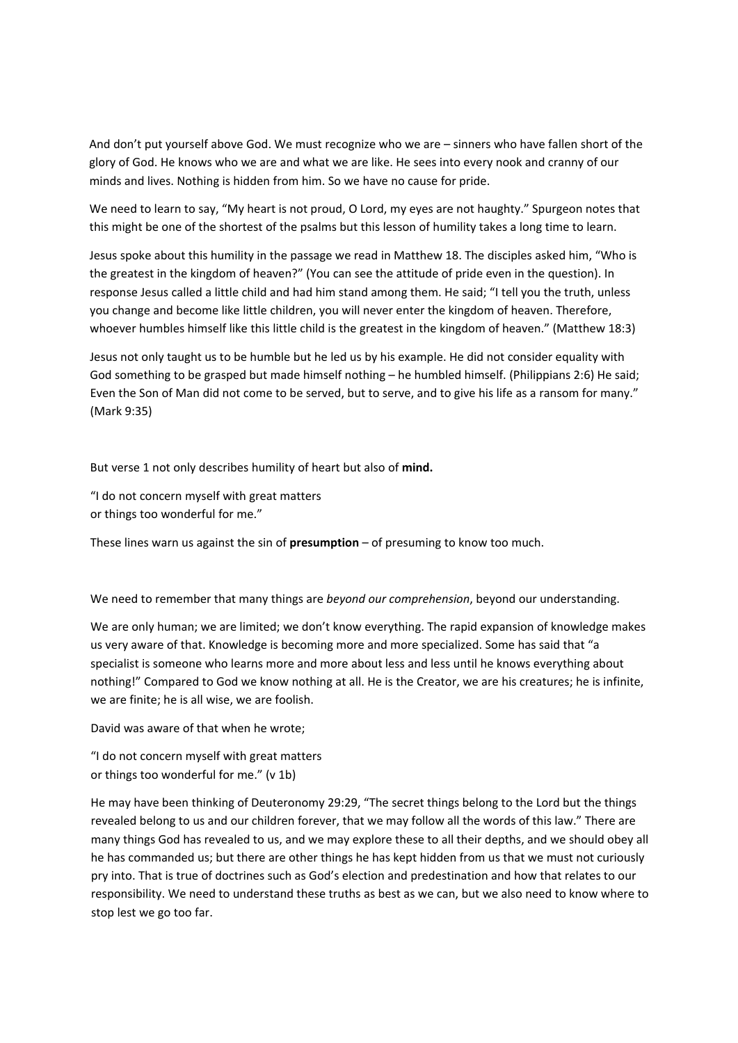And don't put yourself above God. We must recognize who we are – sinners who have fallen short of the glory of God. He knows who we are and what we are like. He sees into every nook and cranny of our minds and lives. Nothing is hidden from him. So we have no cause for pride.

We need to learn to say, "My heart is not proud, O Lord, my eyes are not haughty." Spurgeon notes that this might be one of the shortest of the psalms but this lesson of humility takes a long time to learn.

Jesus spoke about this humility in the passage we read in Matthew 18. The disciples asked him, "Who is the greatest in the kingdom of heaven?" (You can see the attitude of pride even in the question). In response Jesus called a little child and had him stand among them. He said; "I tell you the truth, unless you change and become like little children, you will never enter the kingdom of heaven. Therefore, whoever humbles himself like this little child is the greatest in the kingdom of heaven." (Matthew 18:3)

Jesus not only taught us to be humble but he led us by his example. He did not consider equality with God something to be grasped but made himself nothing – he humbled himself. (Philippians 2:6) He said; Even the Son of Man did not come to be served, but to serve, and to give his life as a ransom for many." (Mark 9:35)

But verse 1 not only describes humility of heart but also of **mind.**

"I do not concern myself with great matters  
or things too wonderful for me."

These lines warn us against the sin of **presumption** – of presuming to know too much.

We need to remember that many things are *beyond our comprehension*, beyond our understanding.

We are only human; we are limited; we don't know everything. The rapid expansion of knowledge makes us very aware of that. Knowledge is becoming more and more specialized. Some has said that "a specialist is someone who learns more and more about less and less until he knows everything about nothing!" Compared to God we know nothing at all. He is the Creator, we are his creatures; he is infinite, we are finite; he is all wise, we are foolish.

David was aware of that when he wrote;

"I do not concern myself with great matters  
or things too wonderful for me." (v 1b)

He may have been thinking of Deuteronomy 29:29, "The secret things belong to the Lord but the things revealed belong to us and our children forever, that we may follow all the words of this law." There are many things God has revealed to us, and we may explore these to all their depths, and we should obey all he has commanded us; but there are other things he has kept hidden from us that we must not curiously pry into. That is true of doctrines such as God's election and predestination and how that relates to our responsibility. We need to understand these truths as best as we can, but we also need to know where to stop lest we go too far.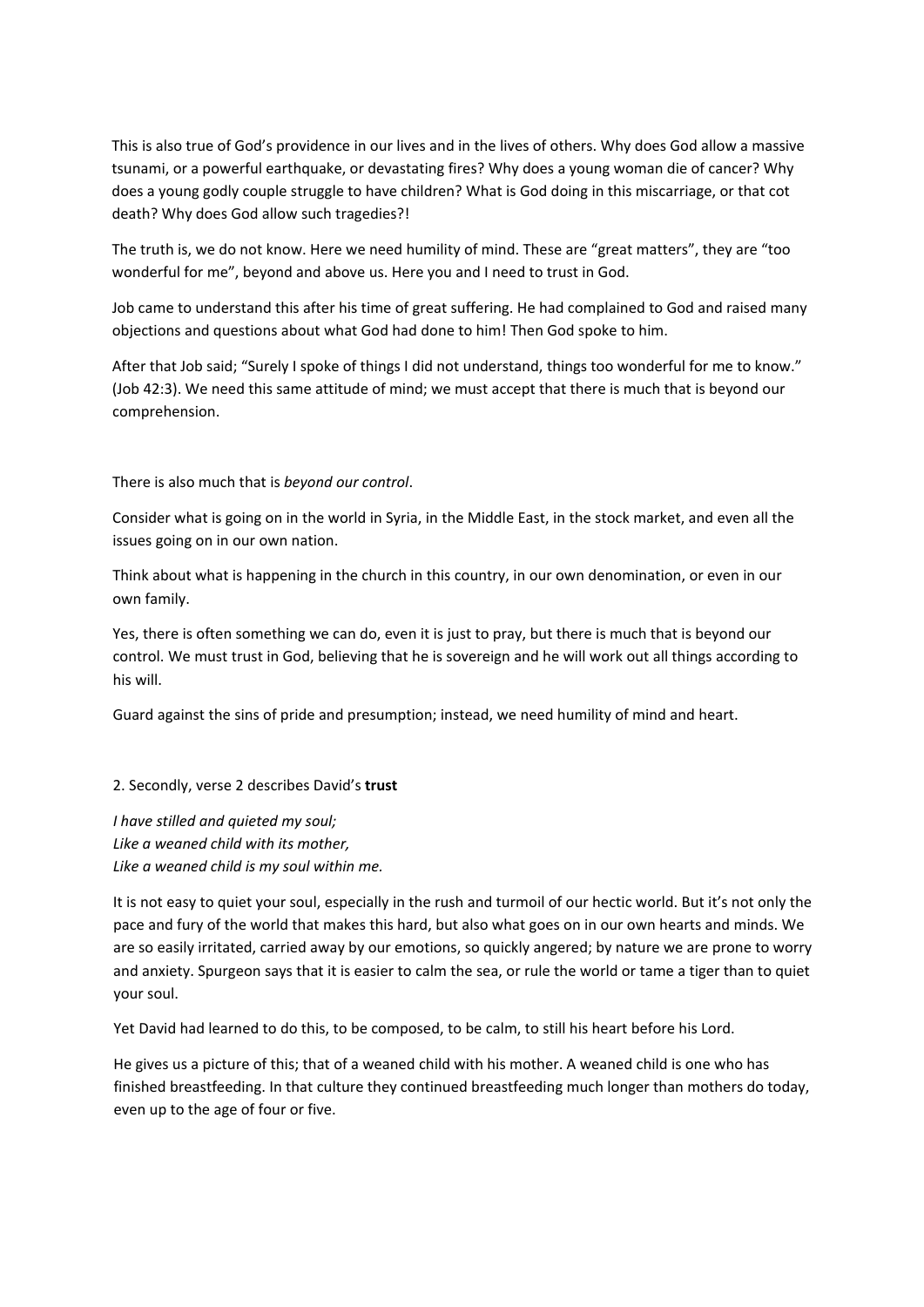This is also true of God's providence in our lives and in the lives of others. Why does God allow a massive tsunami, or a powerful earthquake, or devastating fires? Why does a young woman die of cancer? Why does a young godly couple struggle to have children? What is God doing in this miscarriage, or that cot death? Why does God allow such tragedies?!

The truth is, we do not know. Here we need humility of mind. These are "great matters", they are "too wonderful for me", beyond and above us. Here you and I need to trust in God.

Job came to understand this after his time of great suffering. He had complained to God and raised many objections and questions about what God had done to him! Then God spoke to him.

After that Job said; "Surely I spoke of things I did not understand, things too wonderful for me to know." (Job 42:3). We need this same attitude of mind; we must accept that there is much that is beyond our comprehension.

There is also much that is *beyond our control*.

Consider what is going on in the world in Syria, in the Middle East, in the stock market, and even all the issues going on in our own nation.

Think about what is happening in the church in this country, in our own denomination, or even in our own family.

Yes, there is often something we can do, even it is just to pray, but there is much that is beyond our control. We must trust in God, believing that he is sovereign and he will work out all things according to his will.

Guard against the sins of pride and presumption; instead, we need humility of mind and heart.

2. Secondly, verse 2 describes David's **trust**

*I have stilled and quieted my soul;*
*Like a weaned child with its mother,*
*Like a weaned child is my soul within me.*

It is not easy to quiet your soul, especially in the rush and turmoil of our hectic world. But it's not only the pace and fury of the world that makes this hard, but also what goes on in our own hearts and minds. We are so easily irritated, carried away by our emotions, so quickly angered; by nature we are prone to worry and anxiety. Spurgeon says that it is easier to calm the sea, or rule the world or tame a tiger than to quiet your soul.

Yet David had learned to do this, to be composed, to be calm, to still his heart before his Lord.

He gives us a picture of this; that of a weaned child with his mother. A weaned child is one who has finished breastfeeding. In that culture they continued breastfeeding much longer than mothers do today, even up to the age of four or five.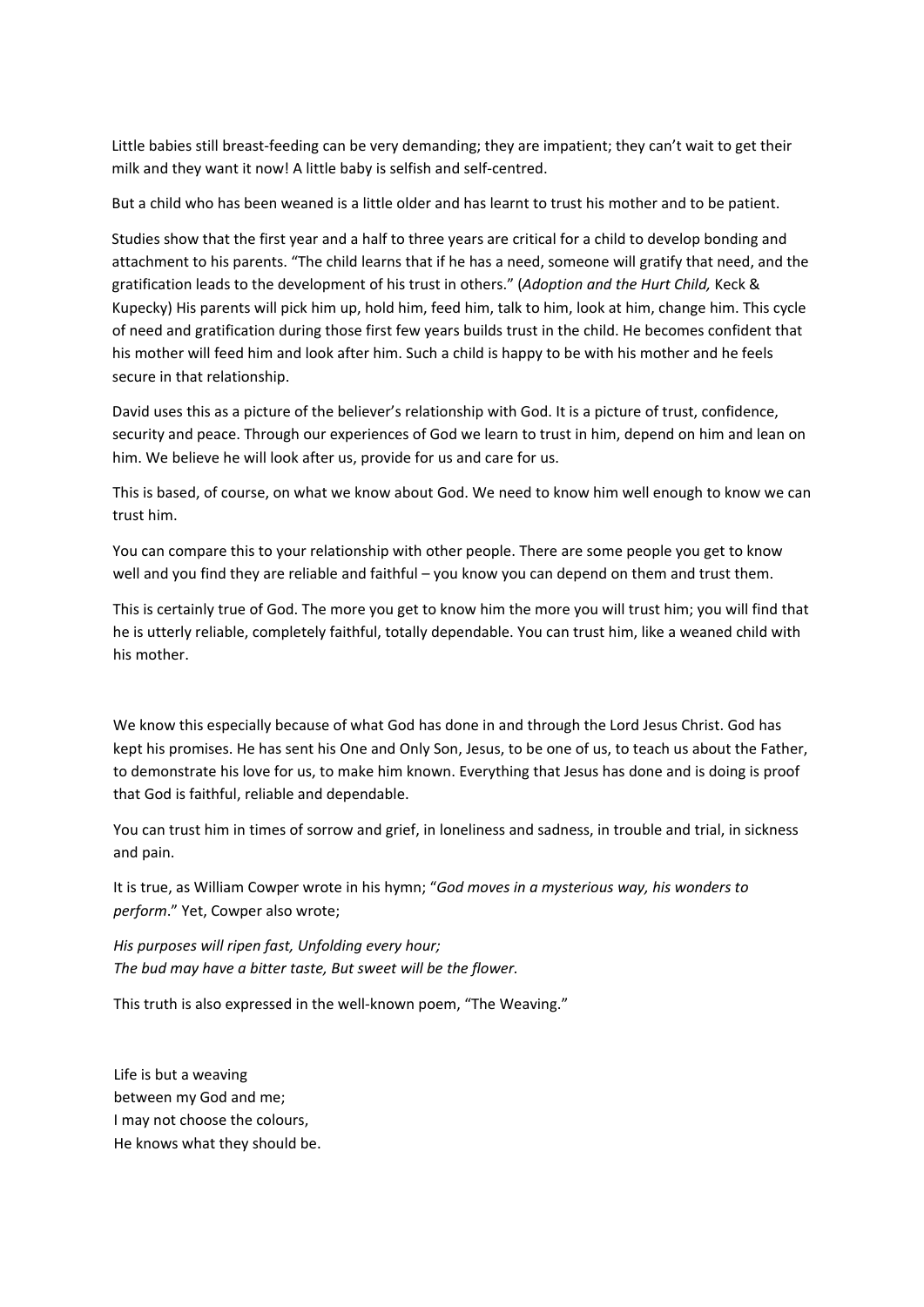Little babies still breast-feeding can be very demanding; they are impatient; they can't wait to get their milk and they want it now! A little baby is selfish and self-centred.

But a child who has been weaned is a little older and has learnt to trust his mother and to be patient.

Studies show that the first year and a half to three years are critical for a child to develop bonding and attachment to his parents. "The child learns that if he has a need, someone will gratify that need, and the gratification leads to the development of his trust in others." (*Adoption and the Hurt Child,* Keck & Kupecky) His parents will pick him up, hold him, feed him, talk to him, look at him, change him. This cycle of need and gratification during those first few years builds trust in the child. He becomes confident that his mother will feed him and look after him. Such a child is happy to be with his mother and he feels secure in that relationship.

David uses this as a picture of the believer's relationship with God. It is a picture of trust, confidence, security and peace. Through our experiences of God we learn to trust in him, depend on him and lean on him. We believe he will look after us, provide for us and care for us.

This is based, of course, on what we know about God. We need to know him well enough to know we can trust him.

You can compare this to your relationship with other people. There are some people you get to know well and you find they are reliable and faithful – you know you can depend on them and trust them.

This is certainly true of God. The more you get to know him the more you will trust him; you will find that he is utterly reliable, completely faithful, totally dependable. You can trust him, like a weaned child with his mother.

We know this especially because of what God has done in and through the Lord Jesus Christ. God has kept his promises. He has sent his One and Only Son, Jesus, to be one of us, to teach us about the Father, to demonstrate his love for us, to make him known. Everything that Jesus has done and is doing is proof that God is faithful, reliable and dependable.

You can trust him in times of sorrow and grief, in loneliness and sadness, in trouble and trial, in sickness and pain.

It is true, as William Cowper wrote in his hymn; "*God moves in a mysterious way, his wonders to perform*." Yet, Cowper also wrote;

*His purposes will ripen fast, Unfolding every hour;*
*The bud may have a bitter taste, But sweet will be the flower.*

This truth is also expressed in the well-known poem, "The Weaving."

Life is but a weaving
between my God and me;
I may not choose the colours,
He knows what they should be.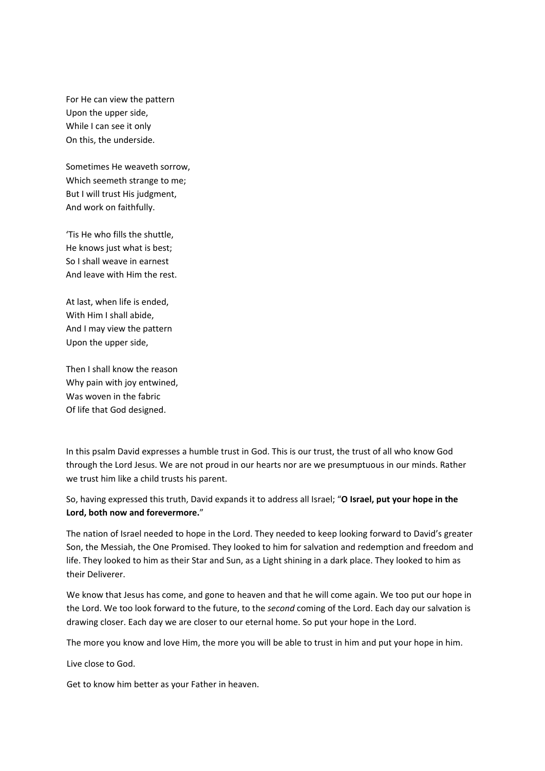For He can view the pattern  
Upon the upper side,  
While I can see it only  
On this, the underside.

Sometimes He weaveth sorrow,  
Which seemeth strange to me;  
But I will trust His judgment,  
And work on faithfully.

'Tis He who fills the shuttle,  
He knows just what is best;  
So I shall weave in earnest  
And leave with Him the rest.

At last, when life is ended,  
With Him I shall abide,  
And I may view the pattern  
Upon the upper side,

Then I shall know the reason  
Why pain with joy entwined,  
Was woven in the fabric  
Of life that God designed.

In this psalm David expresses a humble trust in God. This is our trust, the trust of all who know God through the Lord Jesus. We are not proud in our hearts nor are we presumptuous in our minds. Rather we trust him like a child trusts his parent.

So, having expressed this truth, David expands it to address all Israel; "**O Israel, put your hope in the Lord, both now and forevermore.**"

The nation of Israel needed to hope in the Lord. They needed to keep looking forward to David's greater Son, the Messiah, the One Promised. They looked to him for salvation and redemption and freedom and life. They looked to him as their Star and Sun, as a Light shining in a dark place. They looked to him as their Deliverer.

We know that Jesus has come, and gone to heaven and that he will come again. We too put our hope in the Lord. We too look forward to the future, to the *second* coming of the Lord. Each day our salvation is drawing closer. Each day we are closer to our eternal home. So put your hope in the Lord.

The more you know and love Him, the more you will be able to trust in him and put your hope in him.

Live close to God.

Get to know him better as your Father in heaven.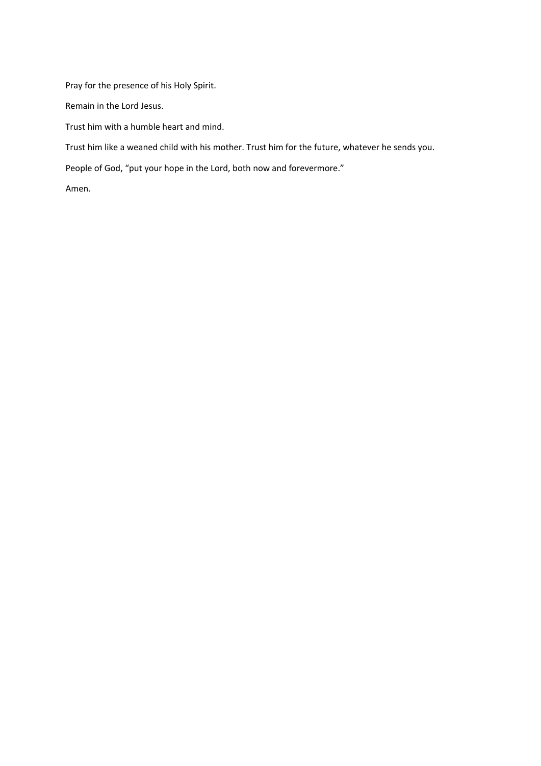Pray for the presence of his Holy Spirit.

Remain in the Lord Jesus.

Trust him with a humble heart and mind.

Trust him like a weaned child with his mother. Trust him for the future, whatever he sends you.

People of God, "put your hope in the Lord, both now and forevermore."

Amen.